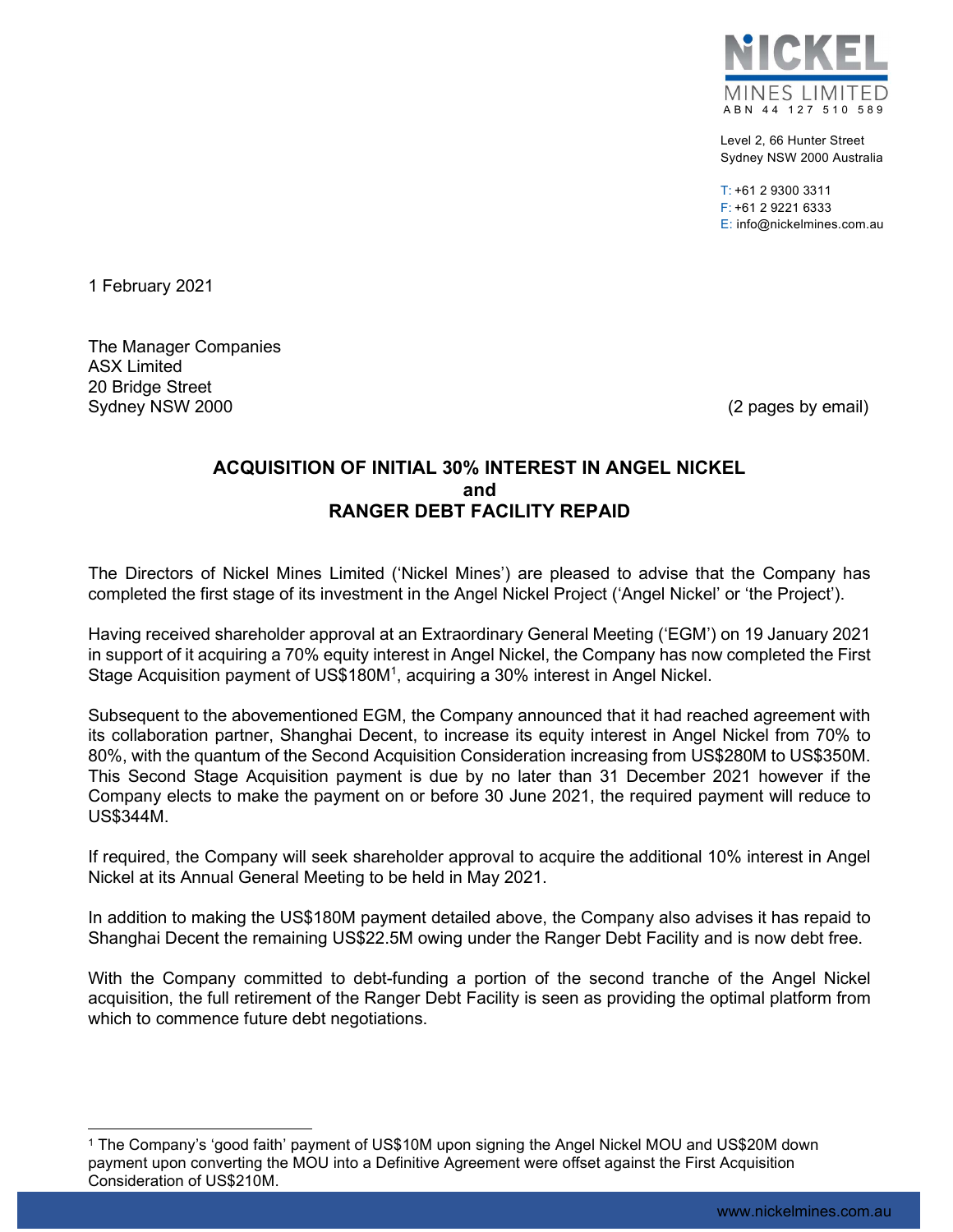NICKEL MINES LIMITED
ABN 44 127 510 589

Level 2, 66 Hunter Street
Sydney NSW 2000 Australia

T: +61 2 9300 3311
F: +61 2 9221 6333
E: info@nickelmines.com.au

1 February 2021

The Manager Companies
ASX Limited
20 Bridge Street
Sydney NSW 2000

(2 pages by email)

# ACQUISITION OF INITIAL 30% INTEREST IN ANGEL NICKEL and RANGER DEBT FACILITY REPAID

The Directors of Nickel Mines Limited ('Nickel Mines') are pleased to advise that the Company has completed the first stage of its investment in the Angel Nickel Project ('Angel Nickel' or 'the Project').

Having received shareholder approval at an Extraordinary General Meeting ('EGM') on 19 January 2021 in support of it acquiring a 70% equity interest in Angel Nickel, the Company has now completed the First Stage Acquisition payment of US$180M[1], acquiring a 30% interest in Angel Nickel.

Subsequent to the abovementioned EGM, the Company announced that it had reached agreement with its collaboration partner, Shanghai Decent, to increase its equity interest in Angel Nickel from 70% to 80%, with the quantum of the Second Acquisition Consideration increasing from US$280M to US$350M. This Second Stage Acquisition payment is due by no later than 31 December 2021 however if the Company elects to make the payment on or before 30 June 2021, the required payment will reduce to US$344M.

If required, the Company will seek shareholder approval to acquire the additional 10% interest in Angel Nickel at its Annual General Meeting to be held in May 2021.

In addition to making the US$180M payment detailed above, the Company also advises it has repaid to Shanghai Decent the remaining US$22.5M owing under the Ranger Debt Facility and is now debt free.

With the Company committed to debt-funding a portion of the second tranche of the Angel Nickel acquisition, the full retirement of the Ranger Debt Facility is seen as providing the optimal platform from which to commence future debt negotiations.

[1] The Company's 'good faith' payment of US$10M upon signing the Angel Nickel MOU and US$20M down payment upon converting the MOU into a Definitive Agreement were offset against the First Acquisition Consideration of US$210M.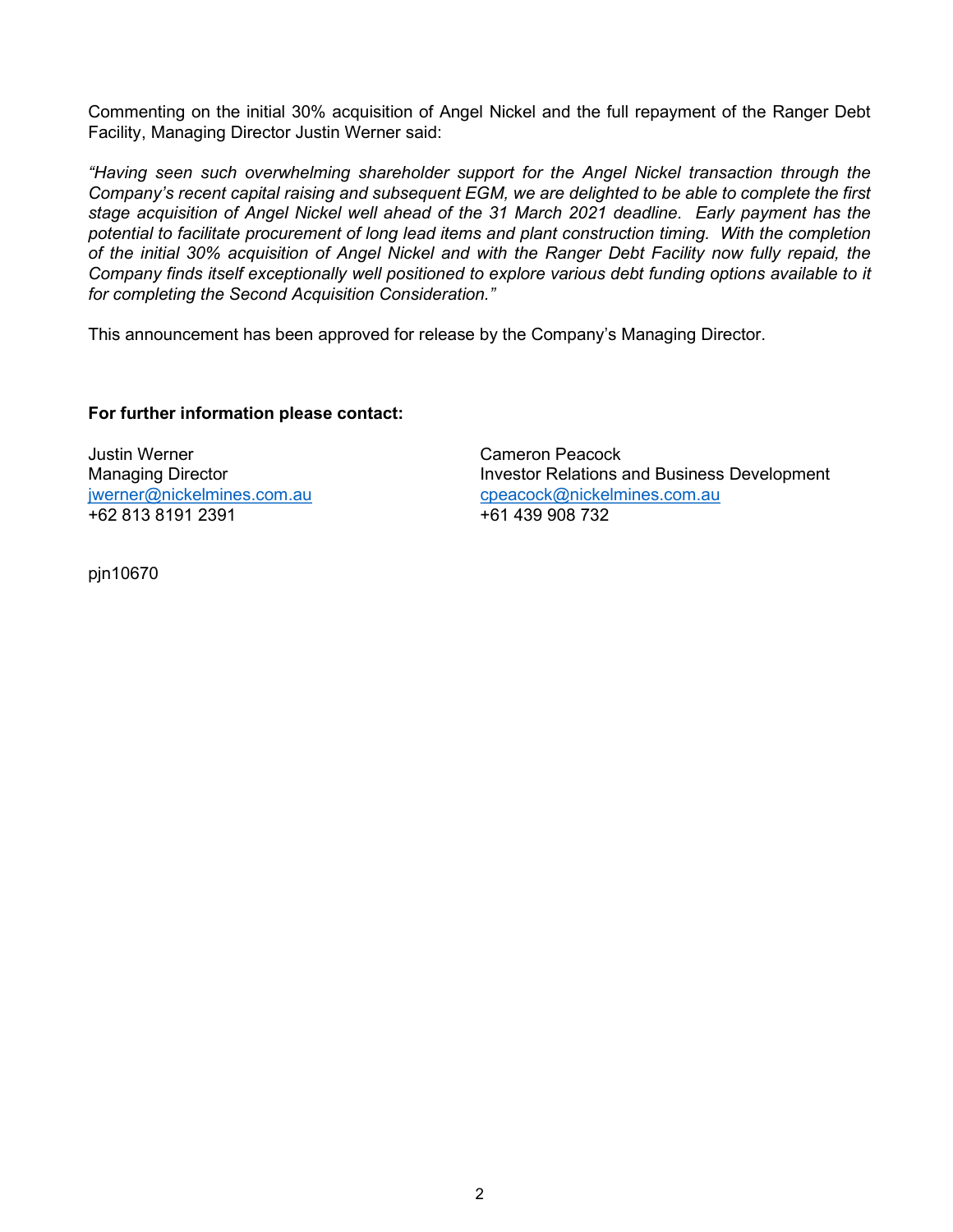Commenting on the initial 30% acquisition of Angel Nickel and the full repayment of the Ranger Debt Facility, Managing Director Justin Werner said:

*"Having seen such overwhelming shareholder support for the Angel Nickel transaction through the Company's recent capital raising and subsequent EGM, we are delighted to be able to complete the first stage acquisition of Angel Nickel well ahead of the 31 March 2021 deadline. Early payment has the potential to facilitate procurement of long lead items and plant construction timing. With the completion of the initial 30% acquisition of Angel Nickel and with the Ranger Debt Facility now fully repaid, the Company finds itself exceptionally well positioned to explore various debt funding options available to it for completing the Second Acquisition Consideration."*

This announcement has been approved for release by the Company's Managing Director.

**For further information please contact:**

Justin Werner
Managing Director
jwerner@nickelmines.com.au
+62 813 8191 2391

Cameron Peacock
Investor Relations and Business Development
cpeacock@nickelmines.com.au
+61 439 908 732

pjn10670